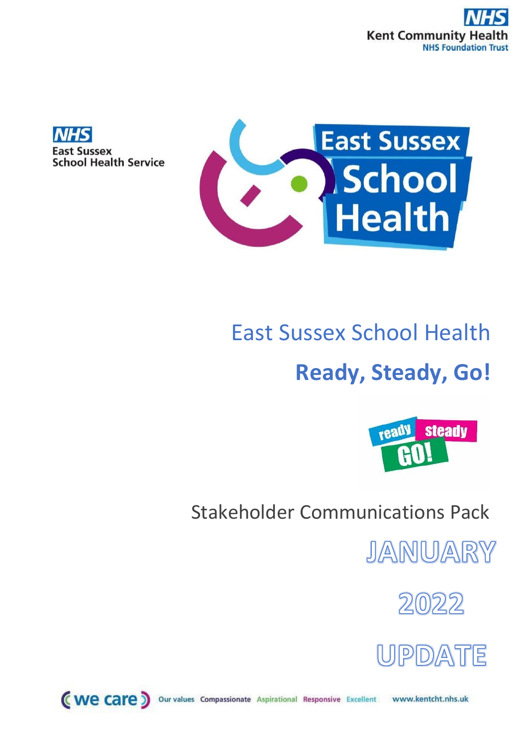NHS
Kent Community Health
NHS Foundation Trust

NHS
East Sussex
School Health Service

East Sussex School Health

# East Sussex School Health

## Ready, Steady, Go!

ready steady GO!

Stakeholder Communications Pack

JANUARY

2022

UPDATE

we care Our values Compassionate Aspirational Responsive Excellent www.kentcht.nhs.uk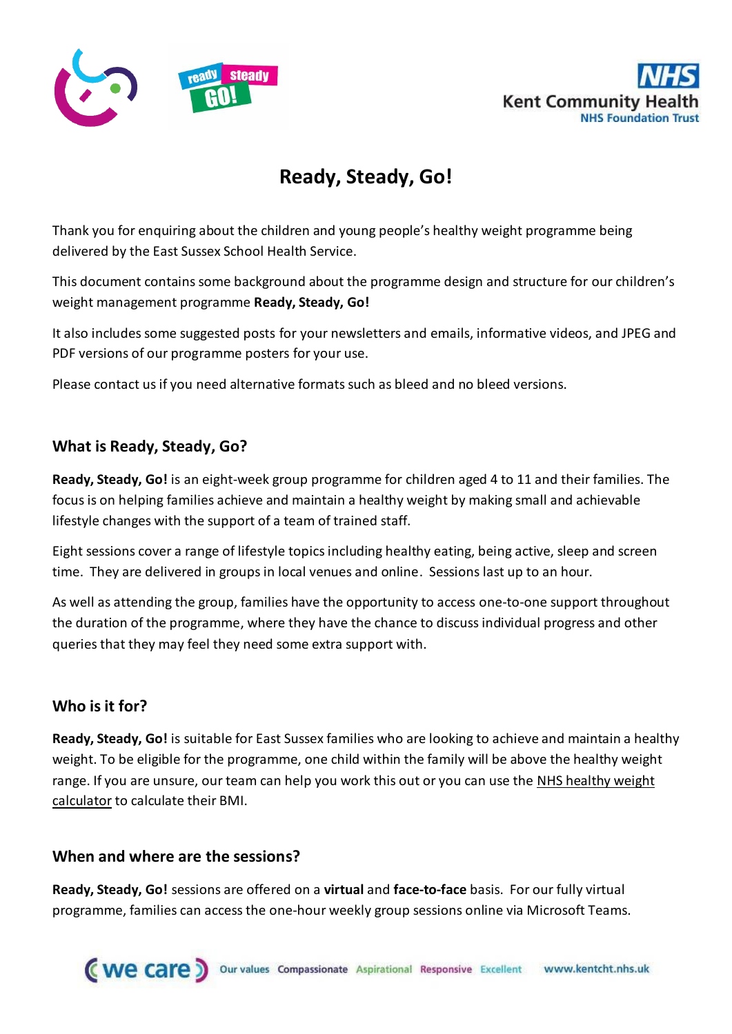# Ready, Steady, Go!

Thank you for enquiring about the children and young people's healthy weight programme being delivered by the East Sussex School Health Service.

This document contains some background about the programme design and structure for our children's weight management programme **Ready, Steady, Go!**

It also includes some suggested posts for your newsletters and emails, informative videos, and JPEG and PDF versions of our programme posters for your use.

Please contact us if you need alternative formats such as bleed and no bleed versions.

## What is Ready, Steady, Go?

**Ready, Steady, Go!** is an eight-week group programme for children aged 4 to 11 and their families. The focus is on helping families achieve and maintain a healthy weight by making small and achievable lifestyle changes with the support of a team of trained staff.

Eight sessions cover a range of lifestyle topics including healthy eating, being active, sleep and screen time. They are delivered in groups in local venues and online. Sessions last up to an hour.

As well as attending the group, families have the opportunity to access one-to-one support throughout the duration of the programme, where they have the chance to discuss individual progress and other queries that they may feel they need some extra support with.

## Who is it for?

**Ready, Steady, Go!** is suitable for East Sussex families who are looking to achieve and maintain a healthy weight. To be eligible for the programme, one child within the family will be above the healthy weight range. If you are unsure, our team can help you work this out or you can use the NHS healthy weight calculator to calculate their BMI.

## When and where are the sessions?

**Ready, Steady, Go!** sessions are offered on a **virtual** and **face-to-face** basis. For our fully virtual programme, families can access the one-hour weekly group sessions online via Microsoft Teams.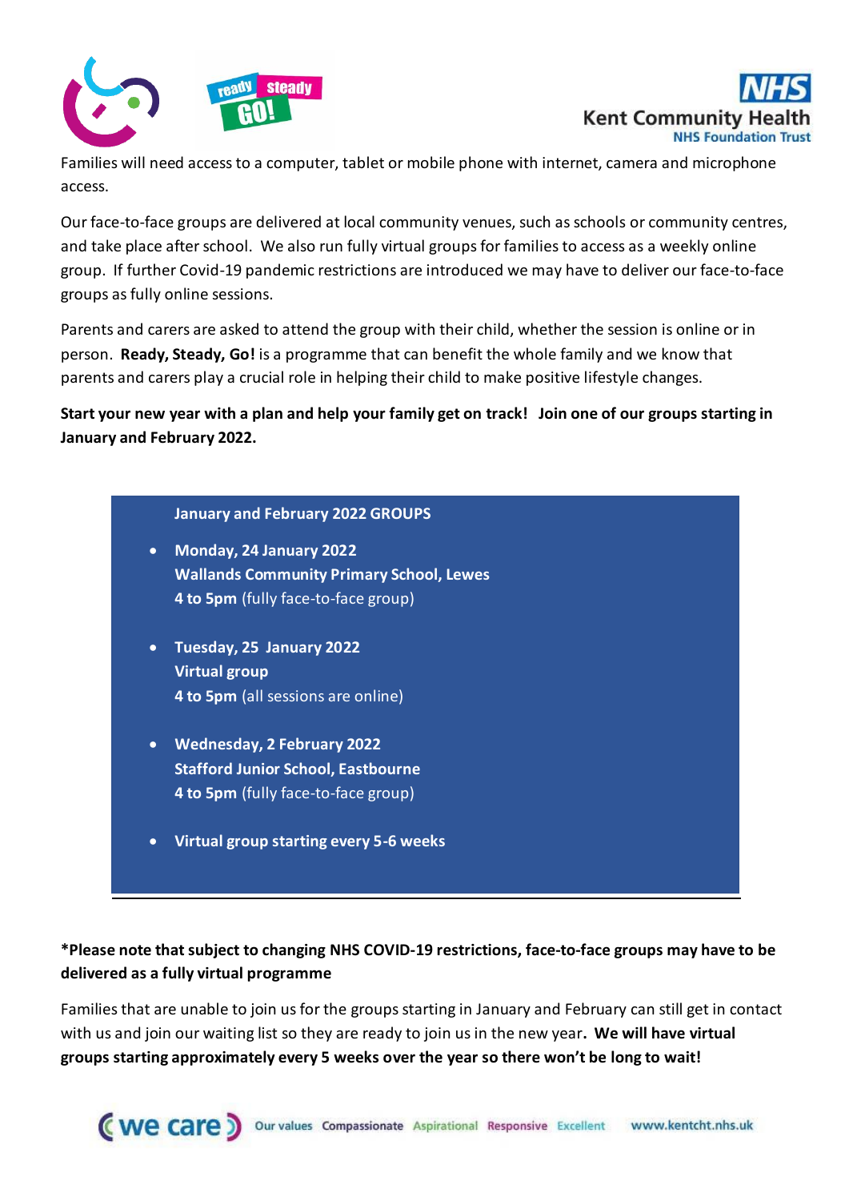Families will need access to a computer, tablet or mobile phone with internet, camera and microphone access.

Our face-to-face groups are delivered at local community venues, such as schools or community centres, and take place after school. We also run fully virtual groups for families to access as a weekly online group. If further Covid-19 pandemic restrictions are introduced we may have to deliver our face-to-face groups as fully online sessions.

Parents and carers are asked to attend the group with their child, whether the session is online or in person. **Ready, Steady, Go!** is a programme that can benefit the whole family and we know that parents and carers play a crucial role in helping their child to make positive lifestyle changes.

**Start your new year with a plan and help your family get on track! Join one of our groups starting in January and February 2022.**

**January and February 2022 GROUPS**

- **Monday, 24 January 2022**
  **Wallands Community Primary School, Lewes**
  **4 to 5pm** (fully face-to-face group)

- **Tuesday, 25 January 2022**
  **Virtual group**
  **4 to 5pm** (all sessions are online)

- **Wednesday, 2 February 2022**
  **Stafford Junior School, Eastbourne**
  **4 to 5pm** (fully face-to-face group)

- **Virtual group starting every 5-6 weeks**

**\*Please note that subject to changing NHS COVID-19 restrictions, face-to-face groups may have to be delivered as a fully virtual programme**

Families that are unable to join us for the groups starting in January and February can still get in contact with us and join our waiting list so they are ready to join us in the new year**. We will have virtual groups starting approximately every 5 weeks over the year so there won't be long to wait!**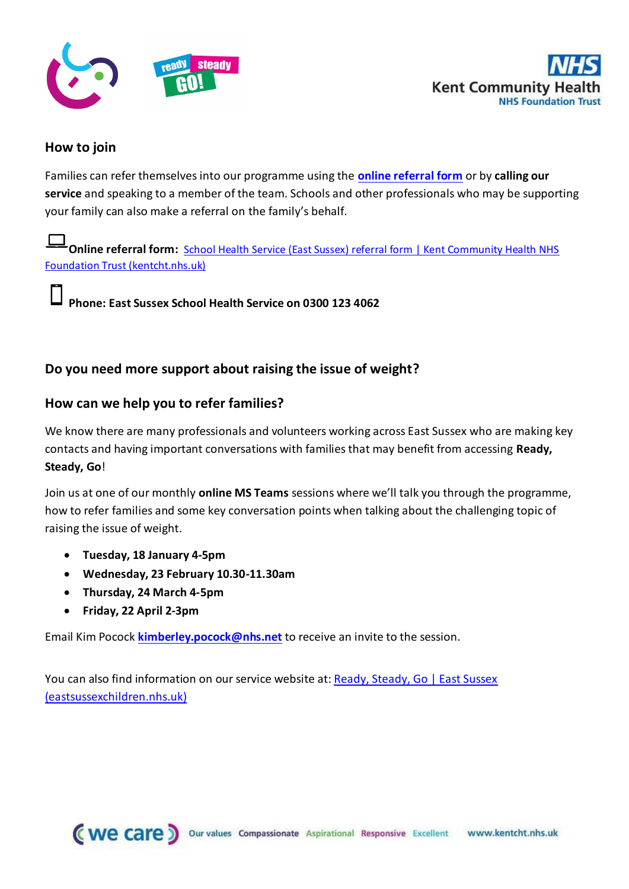## How to join

Families can refer themselves into our programme using the **online referral form** or by **calling our service** and speaking to a member of the team. Schools and other professionals who may be supporting your family can also make a referral on the family's behalf.

**Online referral form:** School Health Service (East Sussex) referral form | Kent Community Health NHS Foundation Trust (kentcht.nhs.uk)

**Phone: East Sussex School Health Service on 0300 123 4062**

## Do you need more support about raising the issue of weight?

## How can we help you to refer families?

We know there are many professionals and volunteers working across East Sussex who are making key contacts and having important conversations with families that may benefit from accessing **Ready, Steady, Go**!

Join us at one of our monthly **online MS Teams** sessions where we'll talk you through the programme, how to refer families and some key conversation points when talking about the challenging topic of raising the issue of weight.

- **Tuesday, 18 January 4-5pm**
- **Wednesday, 23 February 10.30-11.30am**
- **Thursday, 24 March 4-5pm**
- **Friday, 22 April 2-3pm**

Email Kim Pocock **kimberley.pocock@nhs.net** to receive an invite to the session.

You can also find information on our service website at: Ready, Steady, Go | East Sussex (eastsussexchildren.nhs.uk)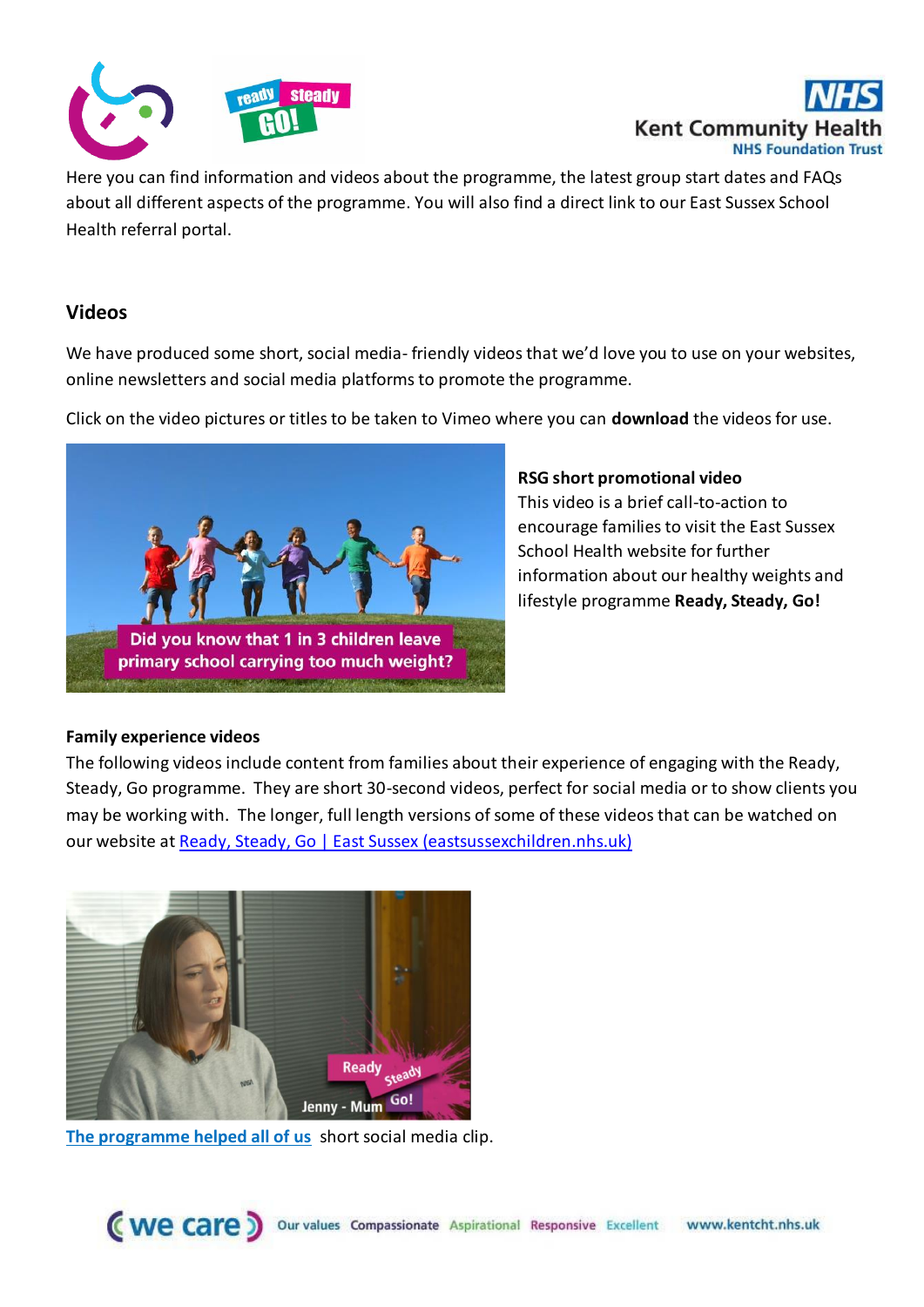Here you can find information and videos about the programme, the latest group start dates and FAQs about all different aspects of the programme. You will also find a direct link to our East Sussex School Health referral portal.

## Videos

We have produced some short, social media- friendly videos that we'd love you to use on your websites, online newsletters and social media platforms to promote the programme.

Click on the video pictures or titles to be taken to Vimeo where you can **download** the videos for use.

**RSG short promotional video**
This video is a brief call-to-action to encourage families to visit the East Sussex School Health website for further information about our healthy weights and lifestyle programme **Ready, Steady, Go!**

**Family experience videos**
The following videos include content from families about their experience of engaging with the Ready, Steady, Go programme. They are short 30-second videos, perfect for social media or to show clients you may be working with. The longer, full length versions of some of these videos that can be watched on our website at [Ready, Steady, Go | East Sussex (eastsussexchildren.nhs.uk)](eastsussexchildren.nhs.uk)

[The programme helped all of us](#) short social media clip.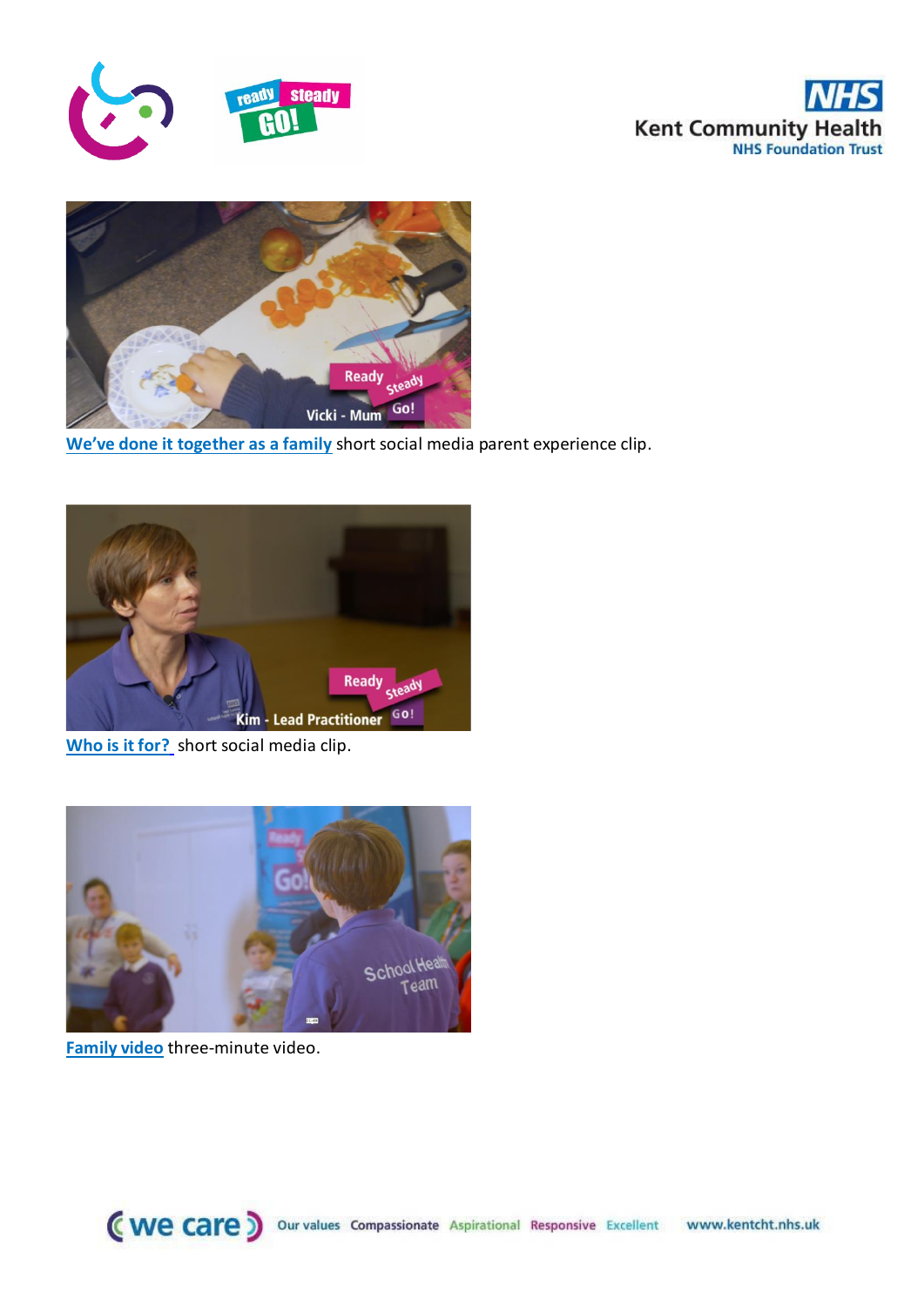We've done it together as a family short social media parent experience clip.

Who is it for? short social media clip.

Family video three-minute video.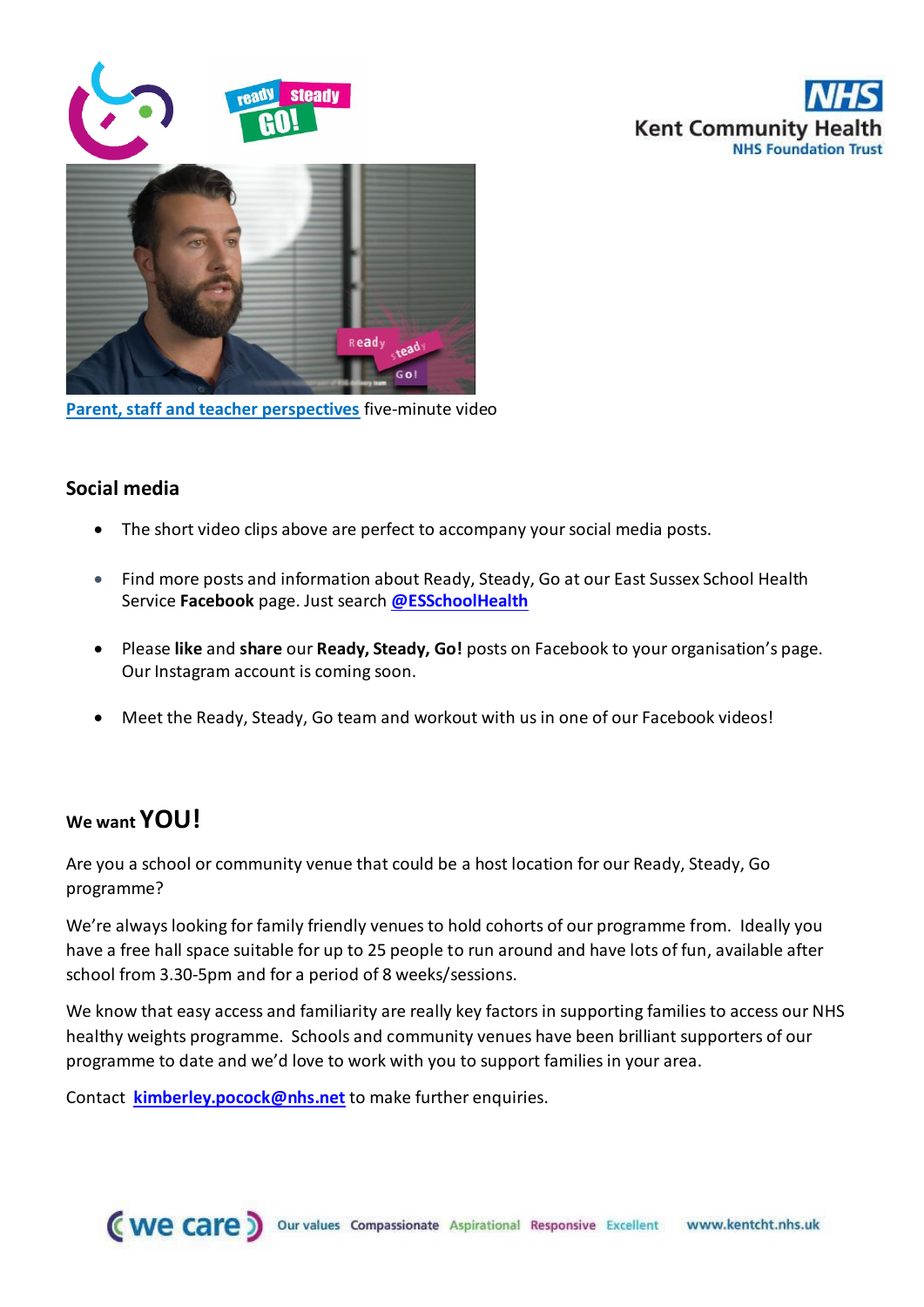[Parent, staff and teacher perspectives](#) five-minute video

## Social media

- The short video clips above are perfect to accompany your social media posts.
- Find more posts and information about Ready, Steady, Go at our East Sussex School Health Service **Facebook** page. Just search **@ESSchoolHealth**
- Please **like** and **share** our **Ready, Steady, Go!** posts on Facebook to your organisation's page. Our Instagram account is coming soon.
- Meet the Ready, Steady, Go team and workout with us in one of our Facebook videos!

## We want YOU!

Are you a school or community venue that could be a host location for our Ready, Steady, Go programme?

We're always looking for family friendly venues to hold cohorts of our programme from. Ideally you have a free hall space suitable for up to 25 people to run around and have lots of fun, available after school from 3.30-5pm and for a period of 8 weeks/sessions.

We know that easy access and familiarity are really key factors in supporting families to access our NHS healthy weights programme. Schools and community venues have been brilliant supporters of our programme to date and we'd love to work with you to support families in your area.

Contact **kimberley.pocock@nhs.net** to make further enquiries.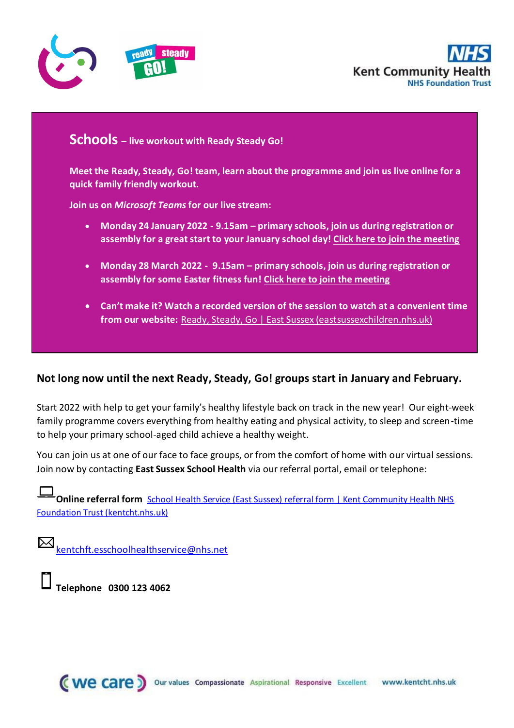## Schools – live workout with Ready Steady Go!

**Meet the Ready, Steady, Go! team, learn about the programme and join us live online for a quick family friendly workout.**

**Join us on *Microsoft Teams* for our live stream:**

- **Monday 24 January 2022 - 9.15am – primary schools, join us during registration or assembly for a great start to your January school day! Click here to join the meeting**
- **Monday 28 March 2022 - 9.15am – primary schools, join us during registration or assembly for some Easter fitness fun! Click here to join the meeting**
- **Can't make it? Watch a recorded version of the session to watch at a convenient time from our website:** Ready, Steady, Go | East Sussex (eastsussexchildren.nhs.uk)

### Not long now until the next Ready, Steady, Go! groups start in January and February.

Start 2022 with help to get your family's healthy lifestyle back on track in the new year! Our eight-week family programme covers everything from healthy eating and physical activity, to sleep and screen-time to help your primary school-aged child achieve a healthy weight.

You can join us at one of our face to face groups, or from the comfort of home with our virtual sessions. Join now by contacting **East Sussex School Health** via our referral portal, email or telephone:

**Online referral form** School Health Service (East Sussex) referral form | Kent Community Health NHS Foundation Trust (kentcht.nhs.uk)

kentchft.esschoolhealthservice@nhs.net

**Telephone 0300 123 4062**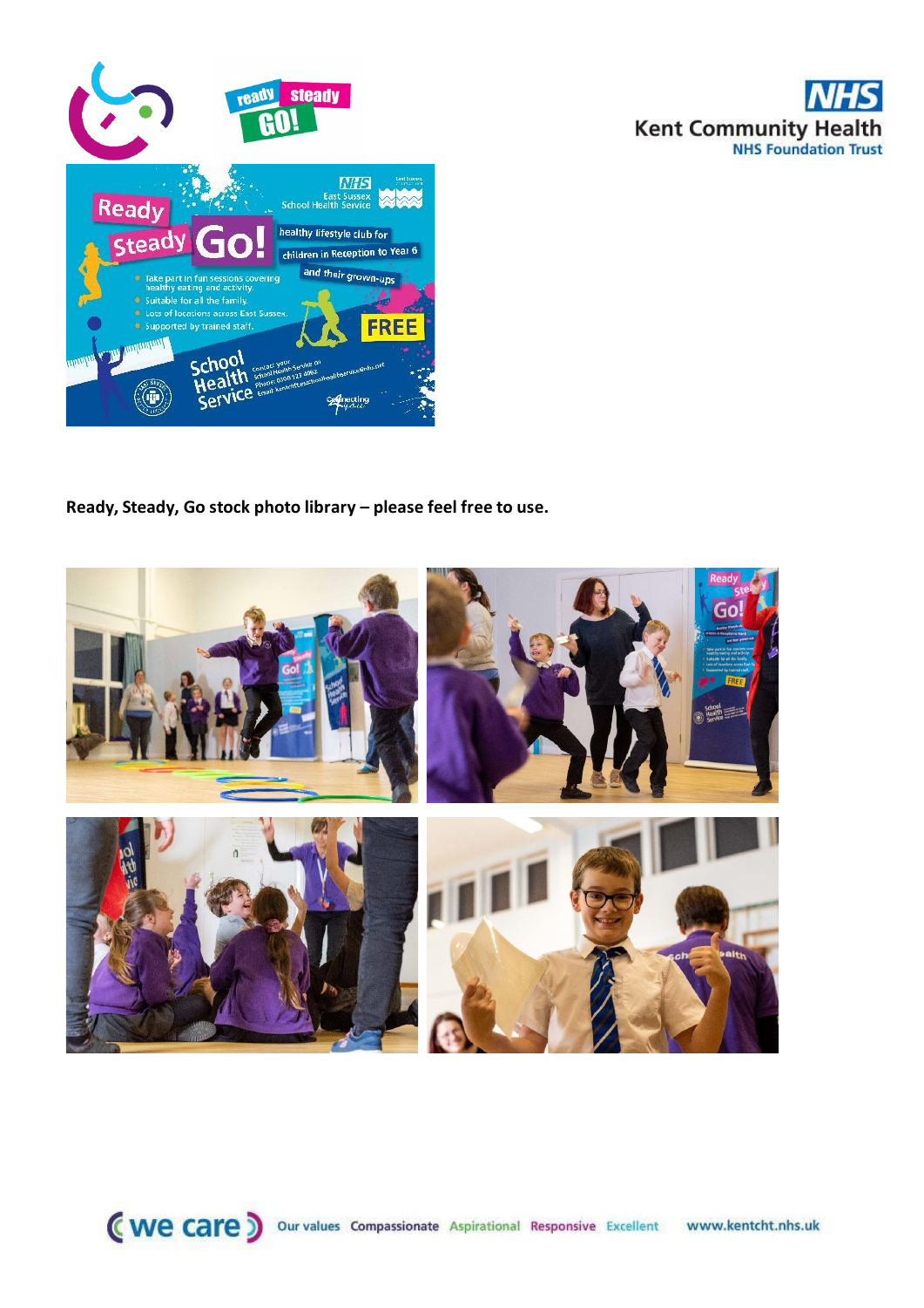**Ready, Steady, Go stock photo library – please feel free to use.**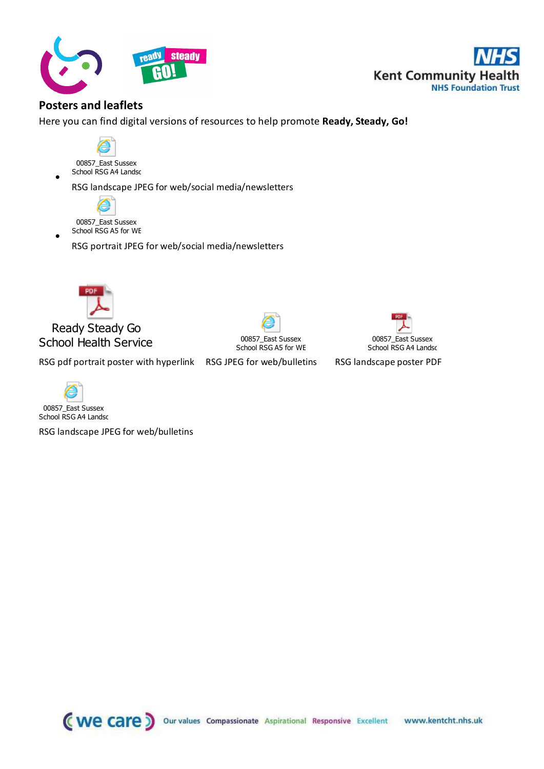## Posters and leaflets

Here you can find digital versions of resources to help promote **Ready, Steady, Go!**

- 00857_East Sussex School RSG A4 Landsc

  RSG landscape JPEG for web/social media/newsletters
- 00857_East Sussex School RSG A5 for WE

  RSG portrait JPEG for web/social media/newsletters

Ready Steady Go School Health Service

RSG pdf portrait poster with hyperlink

00857_East Sussex School RSG A5 for WE

RSG JPEG for web/bulletins

00857_East Sussex School RSG A4 Landsc

RSG landscape poster PDF

00857_East Sussex School RSG A4 Landsc

RSG landscape JPEG for web/bulletins